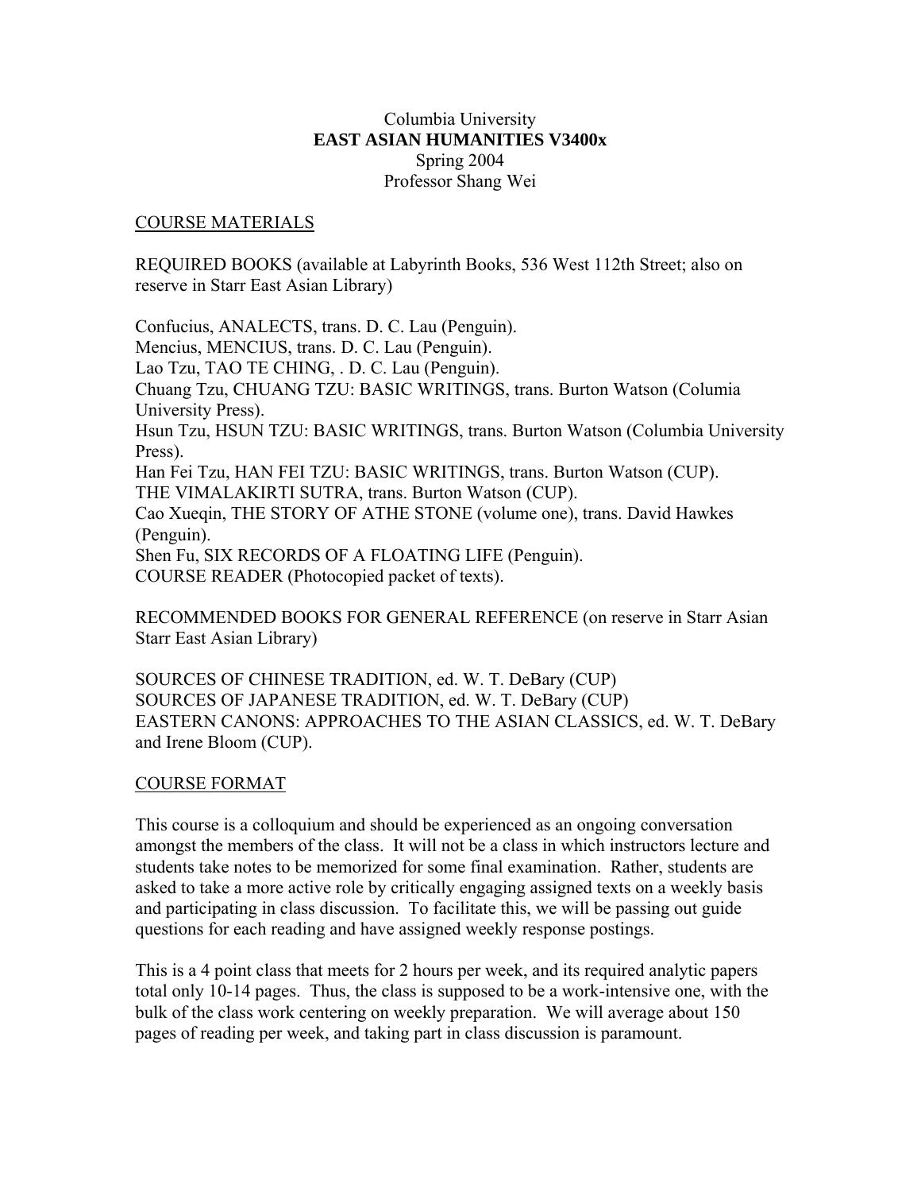Columbia University

**EAST ASIAN HUMANITIES V3400x**

Spring 2004

Professor Shang Wei

COURSE MATERIALS

REQUIRED BOOKS (available at Labyrinth Books, 536 West 112th Street; also on reserve in Starr East Asian Library)

Confucius, ANALECTS, trans. D. C. Lau (Penguin).
Mencius, MENCIUS, trans. D. C. Lau (Penguin).
Lao Tzu, TAO TE CHING, . D. C. Lau (Penguin).
Chuang Tzu, CHUANG TZU: BASIC WRITINGS, trans. Burton Watson (Columia University Press).
Hsun Tzu, HSUN TZU: BASIC WRITINGS, trans. Burton Watson (Columbia University Press).
Han Fei Tzu, HAN FEI TZU: BASIC WRITINGS, trans. Burton Watson (CUP).
THE VIMALAKIRTI SUTRA, trans. Burton Watson (CUP).
Cao Xueqin, THE STORY OF ATHE STONE (volume one), trans. David Hawkes (Penguin).
Shen Fu, SIX RECORDS OF A FLOATING LIFE (Penguin).
COURSE READER (Photocopied packet of texts).

RECOMMENDED BOOKS FOR GENERAL REFERENCE (on reserve in Starr Asian Starr East Asian Library)

SOURCES OF CHINESE TRADITION, ed. W. T. DeBary (CUP)
SOURCES OF JAPANESE TRADITION, ed. W. T. DeBary (CUP)
EASTERN CANONS: APPROACHES TO THE ASIAN CLASSICS, ed. W. T. DeBary and Irene Bloom (CUP).

COURSE FORMAT

This course is a colloquium and should be experienced as an ongoing conversation amongst the members of the class. It will not be a class in which instructors lecture and students take notes to be memorized for some final examination. Rather, students are asked to take a more active role by critically engaging assigned texts on a weekly basis and participating in class discussion. To facilitate this, we will be passing out guide questions for each reading and have assigned weekly response postings.

This is a 4 point class that meets for 2 hours per week, and its required analytic papers total only 10-14 pages. Thus, the class is supposed to be a work-intensive one, with the bulk of the class work centering on weekly preparation. We will average about 150 pages of reading per week, and taking part in class discussion is paramount.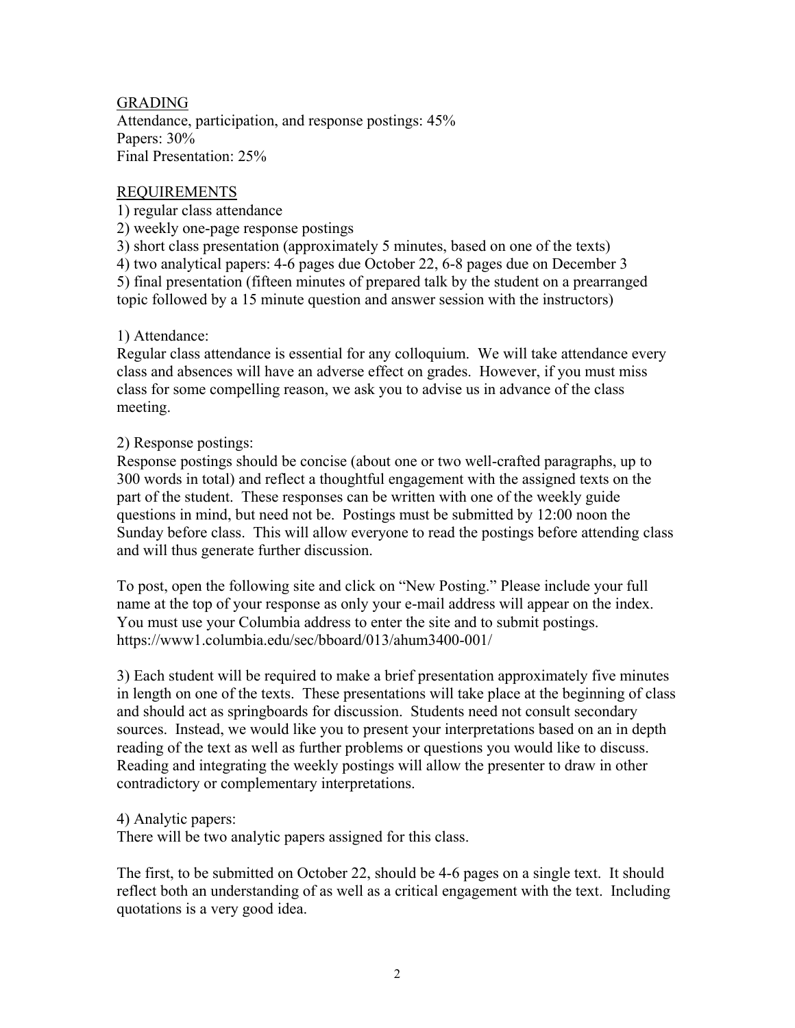## GRADING

Attendance, participation, and response postings: 45%
Papers: 30%
Final Presentation: 25%

## REQUIREMENTS

1) regular class attendance
2) weekly one-page response postings
3) short class presentation (approximately 5 minutes, based on one of the texts)
4) two analytical papers: 4-6 pages due October 22, 6-8 pages due on December 3
5) final presentation (fifteen minutes of prepared talk by the student on a prearranged topic followed by a 15 minute question and answer session with the instructors)

1) Attendance:
Regular class attendance is essential for any colloquium. We will take attendance every class and absences will have an adverse effect on grades. However, if you must miss class for some compelling reason, we ask you to advise us in advance of the class meeting.

2) Response postings:
Response postings should be concise (about one or two well-crafted paragraphs, up to 300 words in total) and reflect a thoughtful engagement with the assigned texts on the part of the student. These responses can be written with one of the weekly guide questions in mind, but need not be. Postings must be submitted by 12:00 noon the Sunday before class. This will allow everyone to read the postings before attending class and will thus generate further discussion.

To post, open the following site and click on "New Posting." Please include your full name at the top of your response as only your e-mail address will appear on the index. You must use your Columbia address to enter the site and to submit postings.
https://www1.columbia.edu/sec/bboard/013/ahum3400-001/

3) Each student will be required to make a brief presentation approximately five minutes in length on one of the texts. These presentations will take place at the beginning of class and should act as springboards for discussion. Students need not consult secondary sources. Instead, we would like you to present your interpretations based on an in depth reading of the text as well as further problems or questions you would like to discuss. Reading and integrating the weekly postings will allow the presenter to draw in other contradictory or complementary interpretations.

4) Analytic papers:
There will be two analytic papers assigned for this class.

The first, to be submitted on October 22, should be 4-6 pages on a single text. It should reflect both an understanding of as well as a critical engagement with the text. Including quotations is a very good idea.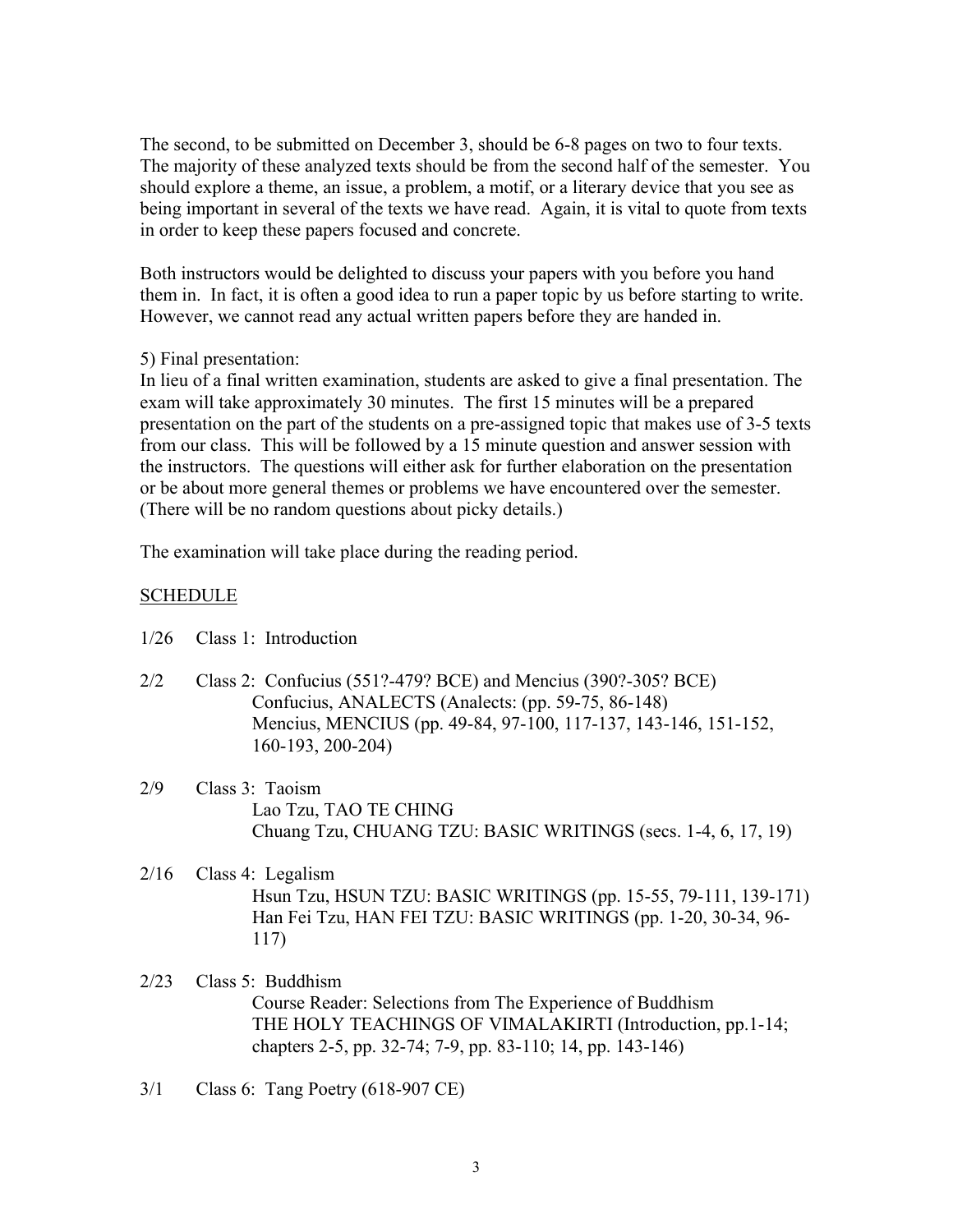The second, to be submitted on December 3, should be 6-8 pages on two to four texts. The majority of these analyzed texts should be from the second half of the semester. You should explore a theme, an issue, a problem, a motif, or a literary device that you see as being important in several of the texts we have read. Again, it is vital to quote from texts in order to keep these papers focused and concrete.

Both instructors would be delighted to discuss your papers with you before you hand them in. In fact, it is often a good idea to run a paper topic by us before starting to write. However, we cannot read any actual written papers before they are handed in.

5) Final presentation:
In lieu of a final written examination, students are asked to give a final presentation. The exam will take approximately 30 minutes. The first 15 minutes will be a prepared presentation on the part of the students on a pre-assigned topic that makes use of 3-5 texts from our class. This will be followed by a 15 minute question and answer session with the instructors. The questions will either ask for further elaboration on the presentation or be about more general themes or problems we have encountered over the semester. (There will be no random questions about picky details.)

The examination will take place during the reading period.

<u>SCHEDULE</u>

1/26 Class 1: Introduction

2/2 Class 2: Confucius (551?-479? BCE) and Mencius (390?-305? BCE)
Confucius, ANALECTS (Analects: (pp. 59-75, 86-148)
Mencius, MENCIUS (pp. 49-84, 97-100, 117-137, 143-146, 151-152, 160-193, 200-204)

2/9 Class 3: Taoism
Lao Tzu, TAO TE CHING
Chuang Tzu, CHUANG TZU: BASIC WRITINGS (secs. 1-4, 6, 17, 19)

2/16 Class 4: Legalism
Hsun Tzu, HSUN TZU: BASIC WRITINGS (pp. 15-55, 79-111, 139-171)
Han Fei Tzu, HAN FEI TZU: BASIC WRITINGS (pp. 1-20, 30-34, 96-117)

2/23 Class 5: Buddhism
Course Reader: Selections from The Experience of Buddhism
THE HOLY TEACHINGS OF VIMALAKIRTI (Introduction, pp.1-14; chapters 2-5, pp. 32-74; 7-9, pp. 83-110; 14, pp. 143-146)

3/1 Class 6: Tang Poetry (618-907 CE)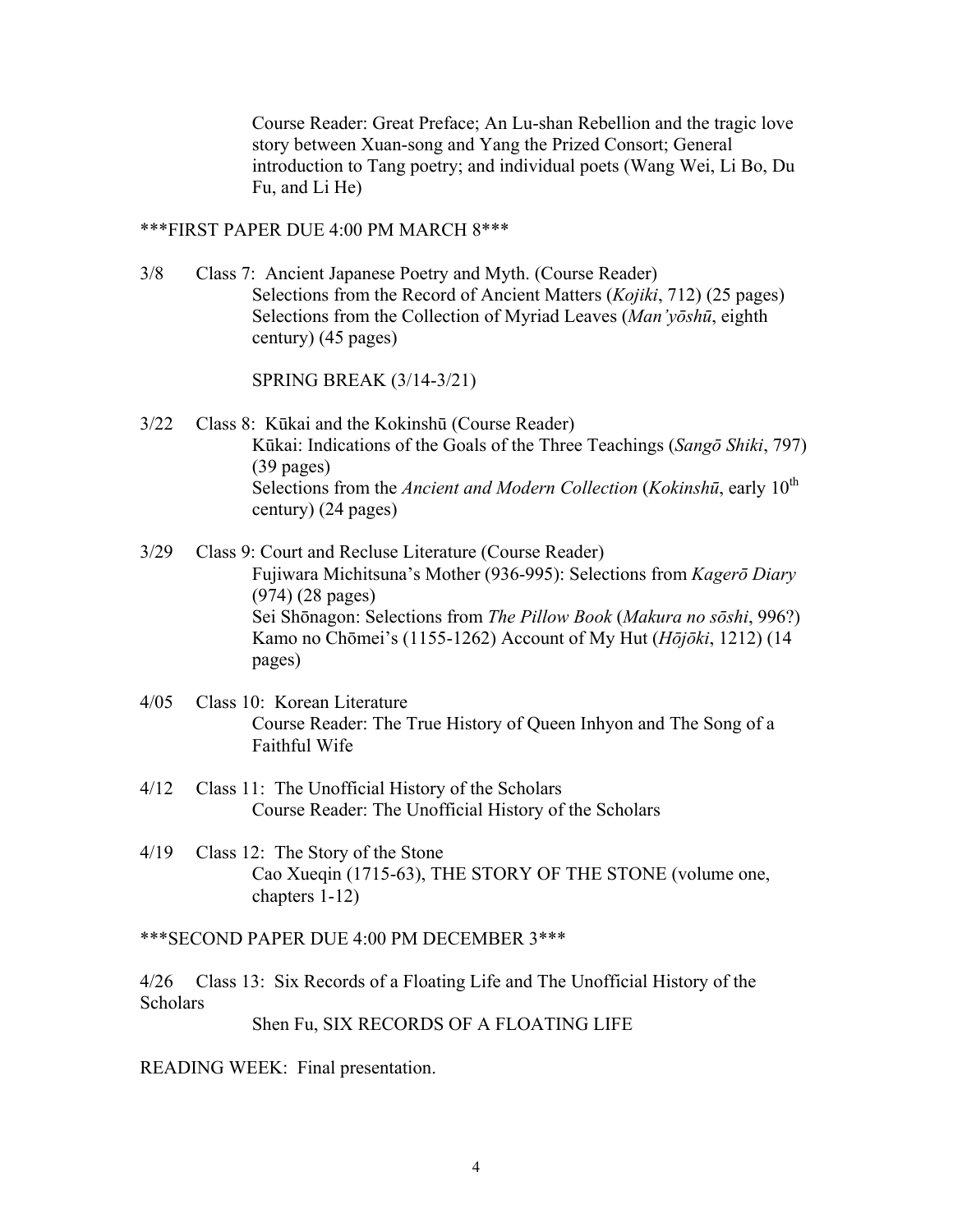Course Reader: Great Preface; An Lu-shan Rebellion and the tragic love story between Xuan-song and Yang the Prized Consort; General introduction to Tang poetry; and individual poets (Wang Wei, Li Bo, Du Fu, and Li He)

\*\*\*FIRST PAPER DUE 4:00 PM MARCH 8\*\*\*

3/8 Class 7: Ancient Japanese Poetry and Myth. (Course Reader)
Selections from the Record of Ancient Matters (*Kojiki*, 712) (25 pages)
Selections from the Collection of Myriad Leaves (*Man'yōshū*, eighth century) (45 pages)

SPRING BREAK (3/14-3/21)

3/22 Class 8: Kūkai and the Kokinshū (Course Reader)
Kūkai: Indications of the Goals of the Three Teachings (*Sangō Shiki*, 797) (39 pages)
Selections from the *Ancient and Modern Collection* (*Kokinshū*, early 10th century) (24 pages)

3/29 Class 9: Court and Recluse Literature (Course Reader)
Fujiwara Michitsuna's Mother (936-995): Selections from *Kagerō Diary* (974) (28 pages)
Sei Shōnagon: Selections from *The Pillow Book* (*Makura no sōshi*, 996?)
Kamo no Chōmei's (1155-1262) Account of My Hut (*Hōjōki*, 1212) (14 pages)

4/05 Class 10: Korean Literature
Course Reader: The True History of Queen Inhyon and The Song of a Faithful Wife

4/12 Class 11: The Unofficial History of the Scholars
Course Reader: The Unofficial History of the Scholars

4/19 Class 12: The Story of the Stone
Cao Xueqin (1715-63), THE STORY OF THE STONE (volume one, chapters 1-12)

\*\*\*SECOND PAPER DUE 4:00 PM DECEMBER 3\*\*\*

4/26 Class 13: Six Records of a Floating Life and The Unofficial History of the Scholars
Shen Fu, SIX RECORDS OF A FLOATING LIFE

READING WEEK: Final presentation.